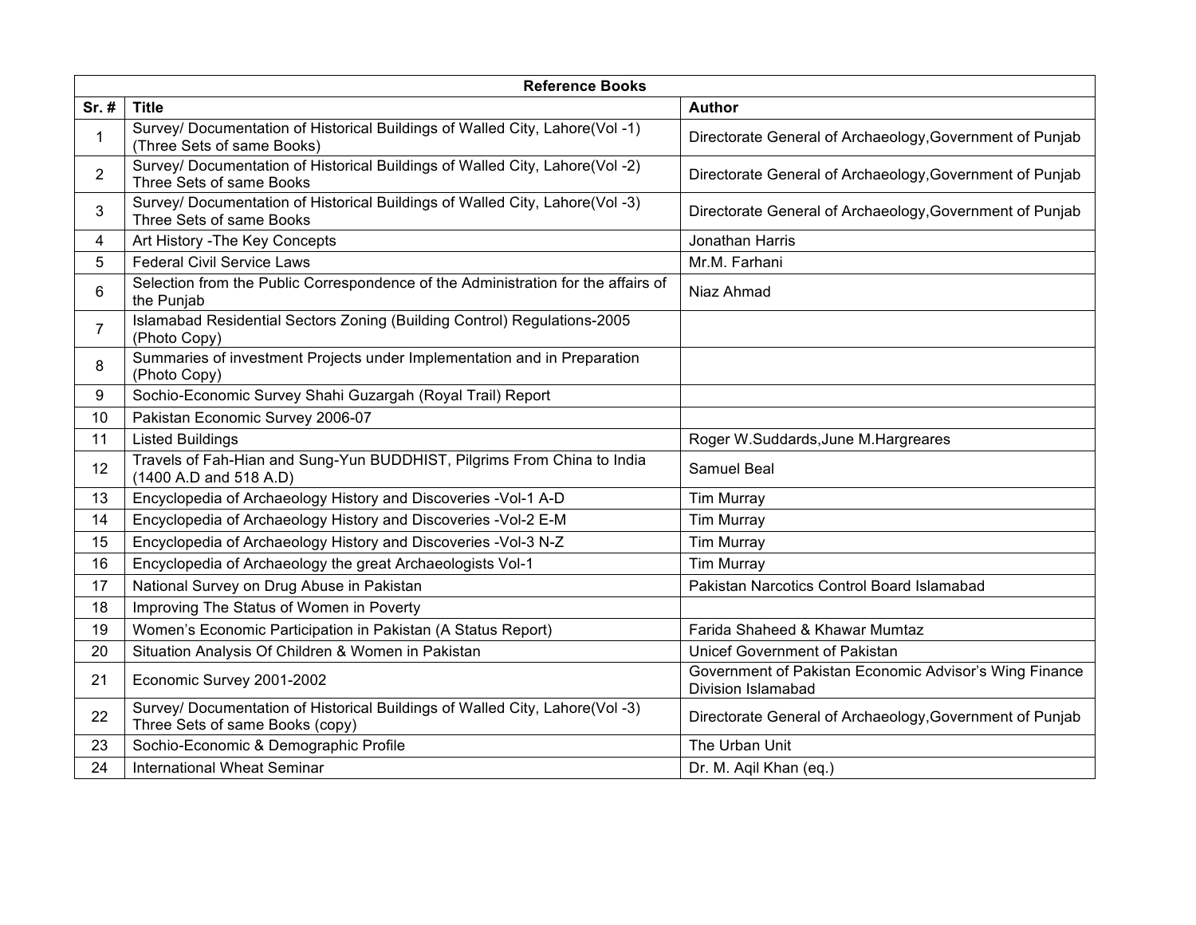| Reference Books | | |
|---|---|---|
| **Sr. #** | **Title** | **Author** |
| 1 | Survey/ Documentation of Historical Buildings of Walled City, Lahore(Vol -1) (Three Sets of same Books) | Directorate General of Archaeology,Government of Punjab |
| 2 | Survey/ Documentation of Historical Buildings of Walled City, Lahore(Vol -2) Three Sets of same Books | Directorate General of Archaeology,Government of Punjab |
| 3 | Survey/ Documentation of Historical Buildings of Walled City, Lahore(Vol -3) Three Sets of same Books | Directorate General of Archaeology,Government of Punjab |
| 4 | Art History -The Key Concepts | Jonathan Harris |
| 5 | Federal Civil Service Laws | Mr.M. Farhani |
| 6 | Selection from the Public Correspondence of the Administration for the affairs of the Punjab | Niaz Ahmad |
| 7 | Islamabad Residential Sectors Zoning (Building Control) Regulations-2005 (Photo Copy) | |
| 8 | Summaries of investment Projects under Implementation and in Preparation (Photo Copy) | |
| 9 | Sochio-Economic Survey Shahi Guzargah (Royal Trail) Report | |
| 10 | Pakistan Economic Survey 2006-07 | |
| 11 | Listed Buildings | Roger W.Suddards,June M.Hargreares |
| 12 | Travels of Fah-Hian and Sung-Yun BUDDHIST, Pilgrims From China to India (1400 A.D and 518 A.D) | Samuel Beal |
| 13 | Encyclopedia of Archaeology History and Discoveries -Vol-1 A-D | Tim Murray |
| 14 | Encyclopedia of Archaeology History and Discoveries -Vol-2 E-M | Tim Murray |
| 15 | Encyclopedia of Archaeology History and Discoveries -Vol-3 N-Z | Tim Murray |
| 16 | Encyclopedia of Archaeology the great Archaeologists Vol-1 | Tim Murray |
| 17 | National Survey on Drug Abuse in Pakistan | Pakistan Narcotics Control Board Islamabad |
| 18 | Improving The Status of Women in Poverty | |
| 19 | Women's Economic Participation in Pakistan (A Status Report) | Farida Shaheed & Khawar Mumtaz |
| 20 | Situation Analysis Of Children & Women in Pakistan | Unicef Government of Pakistan |
| 21 | Economic Survey 2001-2002 | Government of Pakistan Economic Advisor's Wing Finance Division Islamabad |
| 22 | Survey/ Documentation of Historical Buildings of Walled City, Lahore(Vol -3) Three Sets of same Books (copy) | Directorate General of Archaeology,Government of Punjab |
| 23 | Sochio-Economic & Demographic Profile | The Urban Unit |
| 24 | International Wheat Seminar | Dr. M. Aqil Khan (eq.) |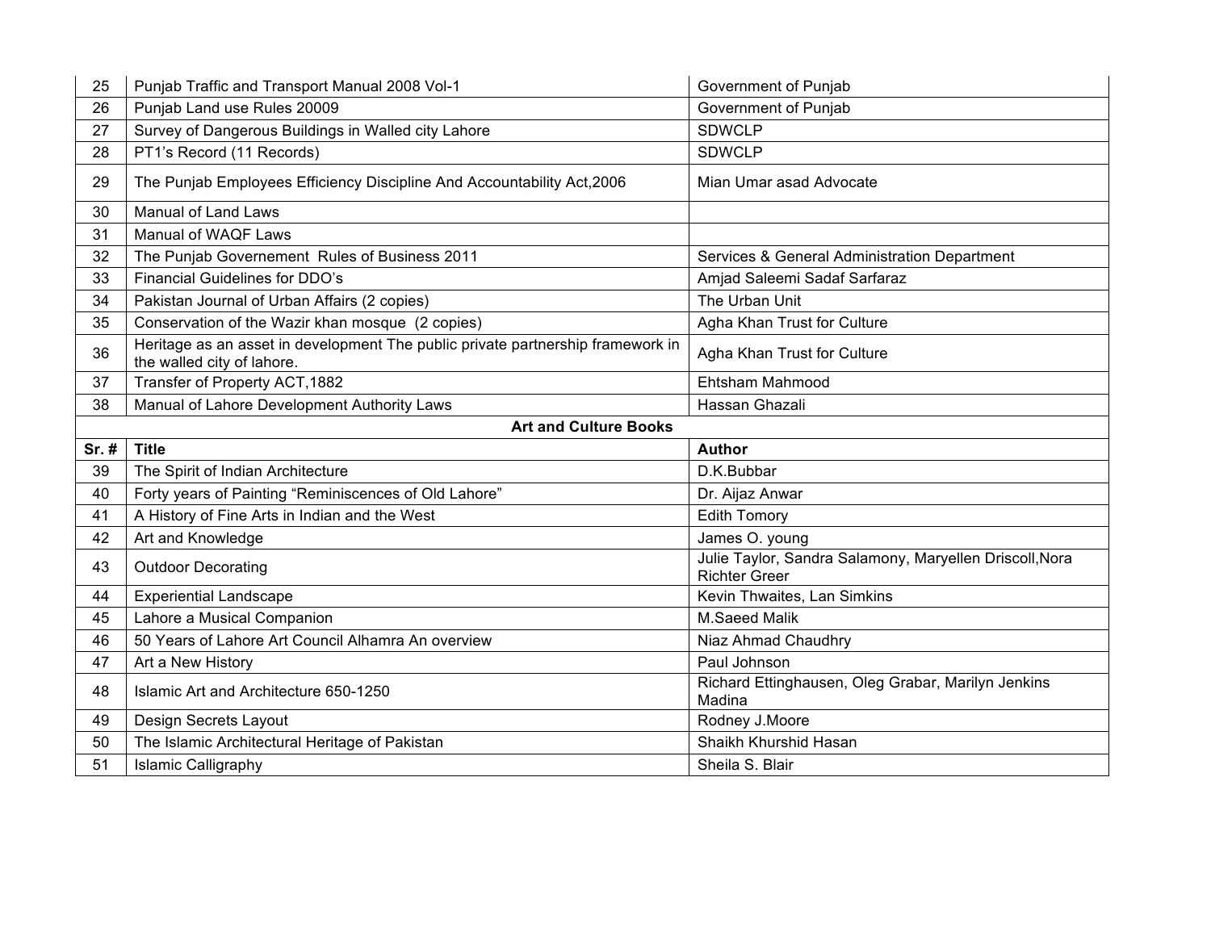| 25 | Punjab Traffic and Transport Manual 2008 Vol-1 | Government of Punjab |
|---|---|---|
| 26 | Punjab Land use Rules 20009 | Government of Punjab |
| 27 | Survey of Dangerous Buildings in Walled city Lahore | SDWCLP |
| 28 | PT1's Record (11 Records) | SDWCLP |
| 29 | The Punjab Employees Efficiency Discipline And Accountability Act,2006 | Mian Umar asad Advocate |
| 30 | Manual of Land Laws | |
| 31 | Manual of WAQF Laws | |
| 32 | The Punjab Governement Rules of Business 2011 | Services & General Administration Department |
| 33 | Financial Guidelines for DDO's | Amjad Saleemi Sadaf Sarfaraz |
| 34 | Pakistan Journal of Urban Affairs (2 copies) | The Urban Unit |
| 35 | Conservation of the Wazir khan mosque (2 copies) | Agha Khan Trust for Culture |
| 36 | Heritage as an asset in development The public private partnership framework in the walled city of lahore. | Agha Khan Trust for Culture |
| 37 | Transfer of Property ACT,1882 | Ehtsham Mahmood |
| 38 | Manual of Lahore Development Authority Laws | Hassan Ghazali |
| | **Art and Culture Books** | |
| **Sr. #** | **Title** | **Author** |
| 39 | The Spirit of Indian Architecture | D.K.Bubbar |
| 40 | Forty years of Painting "Reminiscences of Old Lahore" | Dr. Aijaz Anwar |
| 41 | A History of Fine Arts in Indian and the West | Edith Tomory |
| 42 | Art and Knowledge | James O. young |
| 43 | Outdoor Decorating | Julie Taylor, Sandra Salamony, Maryellen Driscoll,Nora Richter Greer |
| 44 | Experiential Landscape | Kevin Thwaites, Lan Simkins |
| 45 | Lahore a Musical Companion | M.Saeed Malik |
| 46 | 50 Years of Lahore Art Council Alhamra An overview | Niaz Ahmad Chaudhry |
| 47 | Art a New History | Paul Johnson |
| 48 | Islamic Art and Architecture 650-1250 | Richard Ettinghausen, Oleg Grabar, Marilyn Jenkins Madina |
| 49 | Design Secrets Layout | Rodney J.Moore |
| 50 | The Islamic Architectural Heritage of Pakistan | Shaikh Khurshid Hasan |
| 51 | Islamic Calligraphy | Sheila S. Blair |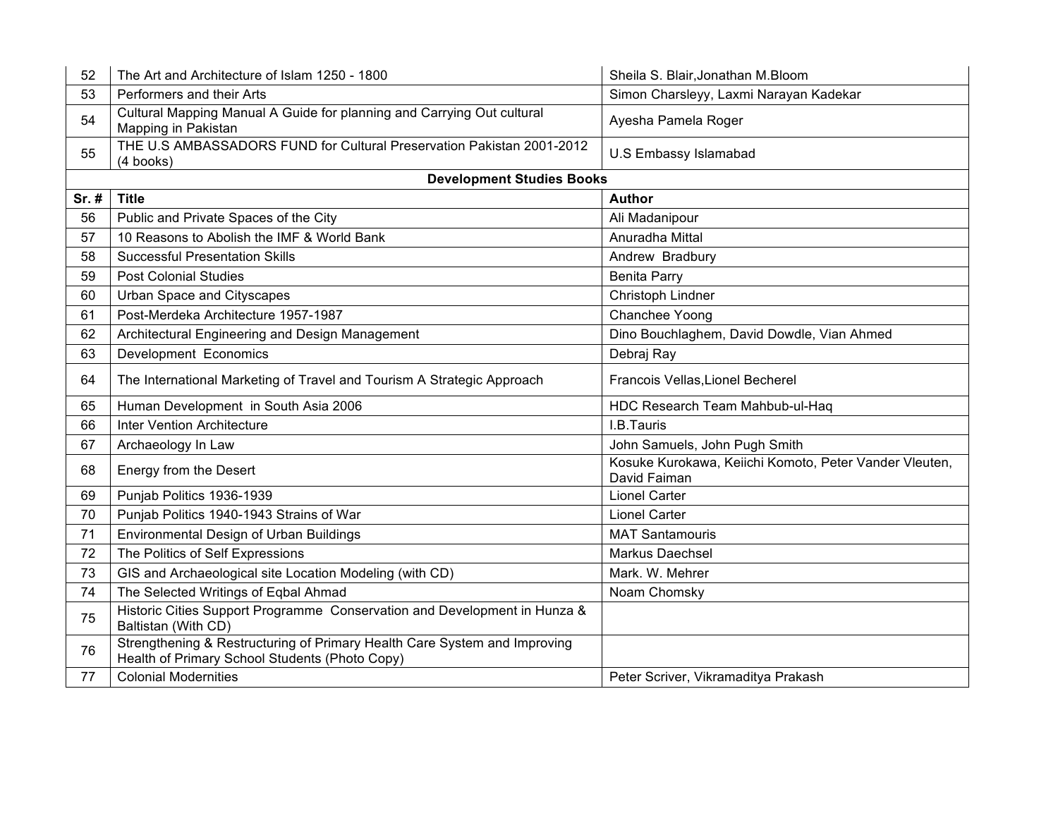| 52 | The Art and Architecture of Islam 1250 - 1800 | Sheila S. Blair,Jonathan M.Bloom |
|---|---|---|
| 53 | Performers and their Arts | Simon Charsleyy, Laxmi Narayan Kadekar |
| 54 | Cultural Mapping Manual A Guide for planning and Carrying Out cultural Mapping in Pakistan | Ayesha Pamela Roger |
| 55 | THE U.S AMBASSADORS FUND for Cultural Preservation Pakistan 2001-2012 (4 books) | U.S Embassy Islamabad |
| | **Development Studies Books** | |
| **Sr. #** | **Title** | **Author** |
| 56 | Public and Private Spaces of the City | Ali Madanipour |
| 57 | 10 Reasons to Abolish the IMF & World Bank | Anuradha Mittal |
| 58 | Successful Presentation Skills | Andrew Bradbury |
| 59 | Post Colonial Studies | Benita Parry |
| 60 | Urban Space and Cityscapes | Christoph Lindner |
| 61 | Post-Merdeka Architecture 1957-1987 | Chanchee Yoong |
| 62 | Architectural Engineering and Design Management | Dino Bouchlaghem, David Dowdle, Vian Ahmed |
| 63 | Development Economics | Debraj Ray |
| 64 | The International Marketing of Travel and Tourism A Strategic Approach | Francois Vellas,Lionel Becherel |
| 65 | Human Development in South Asia 2006 | HDC Research Team Mahbub-ul-Haq |
| 66 | Inter Vention Architecture | I.B.Tauris |
| 67 | Archaeology In Law | John Samuels, John Pugh Smith |
| 68 | Energy from the Desert | Kosuke Kurokawa, Keiichi Komoto, Peter Vander Vleuten, David Faiman |
| 69 | Punjab Politics 1936-1939 | Lionel Carter |
| 70 | Punjab Politics 1940-1943 Strains of War | Lionel Carter |
| 71 | Environmental Design of Urban Buildings | MAT Santamouris |
| 72 | The Politics of Self Expressions | Markus Daechsel |
| 73 | GIS and Archaeological site Location Modeling (with CD) | Mark. W. Mehrer |
| 74 | The Selected Writings of Eqbal Ahmad | Noam Chomsky |
| 75 | Historic Cities Support Programme Conservation and Development in Hunza & Baltistan (With CD) | |
| 76 | Strengthening & Restructuring of Primary Health Care System and Improving Health of Primary School Students (Photo Copy) | |
| 77 | Colonial Modernities | Peter Scriver, Vikramaditya Prakash |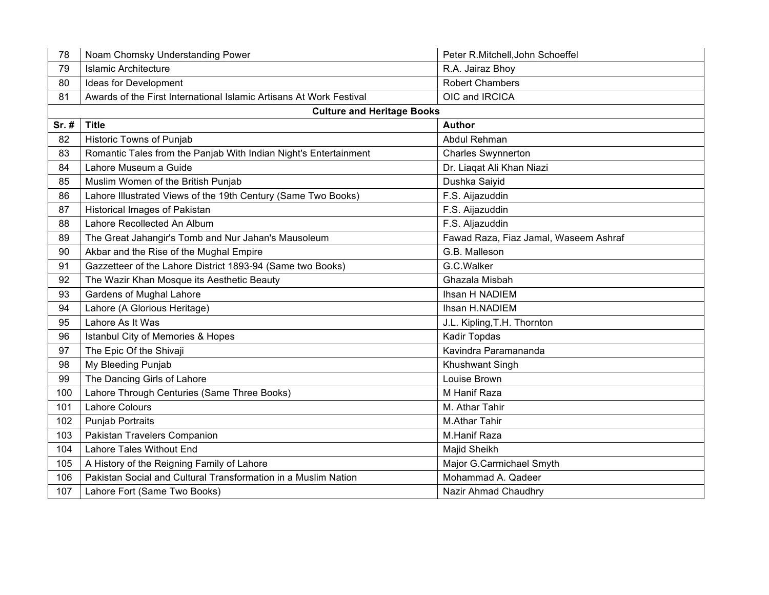| 78 | Noam Chomsky Understanding Power | Peter R.Mitchell,John Schoeffel |
|---|---|---|
| 79 | Islamic Architecture | R.A. Jairaz Bhoy |
| 80 | Ideas for Development | Robert Chambers |
| 81 | Awards of the First International Islamic Artisans At Work Festival | OIC and IRCICA |
| | **Culture and Heritage Books** | |
| **Sr. #** | **Title** | **Author** |
| 82 | Historic Towns of Punjab | Abdul Rehman |
| 83 | Romantic Tales from the Panjab With Indian Night's Entertainment | Charles Swynnerton |
| 84 | Lahore Museum a Guide | Dr. Liaqat Ali Khan Niazi |
| 85 | Muslim Women of the British Punjab | Dushka Saiyid |
| 86 | Lahore Illustrated Views of the 19th Century (Same Two Books) | F.S. Aijazuddin |
| 87 | Historical Images of Pakistan | F.S. Aijazuddin |
| 88 | Lahore Recollected An Album | F.S. Aljazuddin |
| 89 | The Great Jahangir's Tomb and Nur Jahan's Mausoleum | Fawad Raza, Fiaz Jamal, Waseem Ashraf |
| 90 | Akbar and the Rise of the Mughal Empire | G.B. Malleson |
| 91 | Gazzetteer of the Lahore District 1893-94 (Same two Books) | G.C.Walker |
| 92 | The Wazir Khan Mosque its Aesthetic Beauty | Ghazala Misbah |
| 93 | Gardens of Mughal Lahore | Ihsan H NADIEM |
| 94 | Lahore (A Glorious Heritage) | Ihsan H.NADIEM |
| 95 | Lahore As It Was | J.L. Kipling,T.H. Thornton |
| 96 | Istanbul City of Memories & Hopes | Kadir Topdas |
| 97 | The Epic Of the Shivaji | Kavindra Paramananda |
| 98 | My Bleeding Punjab | Khushwant Singh |
| 99 | The Dancing Girls of Lahore | Louise Brown |
| 100 | Lahore Through Centuries (Same Three Books) | M Hanif Raza |
| 101 | Lahore Colours | M. Athar Tahir |
| 102 | Punjab Portraits | M.Athar Tahir |
| 103 | Pakistan Travelers Companion | M.Hanif Raza |
| 104 | Lahore Tales Without End | Majid Sheikh |
| 105 | A History of the Reigning Family of Lahore | Major G.Carmichael Smyth |
| 106 | Pakistan Social and Cultural Transformation in a Muslim Nation | Mohammad A. Qadeer |
| 107 | Lahore Fort (Same Two Books) | Nazir Ahmad Chaudhry |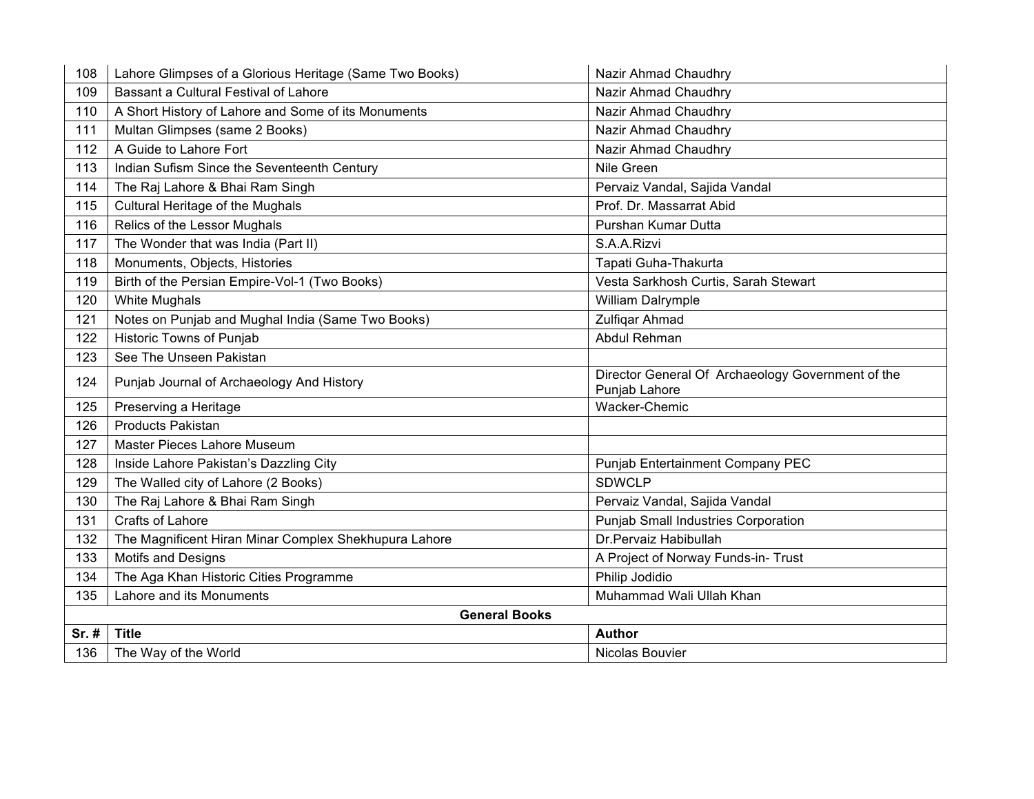| | | |
|---|---|---|
| 108 | Lahore Glimpses of a Glorious Heritage (Same Two Books) | Nazir Ahmad Chaudhry |
| 109 | Bassant a Cultural Festival of Lahore | Nazir Ahmad Chaudhry |
| 110 | A Short History of Lahore and Some of its Monuments | Nazir Ahmad Chaudhry |
| 111 | Multan Glimpses (same 2 Books) | Nazir Ahmad Chaudhry |
| 112 | A Guide to Lahore Fort | Nazir Ahmad Chaudhry |
| 113 | Indian Sufism Since the Seventeenth Century | Nile Green |
| 114 | The Raj Lahore & Bhai Ram Singh | Pervaiz Vandal, Sajida Vandal |
| 115 | Cultural Heritage of the Mughals | Prof. Dr. Massarrat Abid |
| 116 | Relics of the Lessor Mughals | Purshan Kumar Dutta |
| 117 | The Wonder that was India (Part II) | S.A.A.Rizvi |
| 118 | Monuments, Objects, Histories | Tapati Guha-Thakurta |
| 119 | Birth of the Persian Empire-Vol-1 (Two Books) | Vesta Sarkhosh Curtis, Sarah Stewart |
| 120 | White Mughals | William Dalrymple |
| 121 | Notes on Punjab and Mughal India (Same Two Books) | Zulfiqar Ahmad |
| 122 | Historic Towns of Punjab | Abdul Rehman |
| 123 | See The Unseen Pakistan | |
| 124 | Punjab Journal of Archaeology And History | Director General Of Archaeology Government of the Punjab Lahore |
| 125 | Preserving a Heritage | Wacker-Chemic |
| 126 | Products Pakistan | |
| 127 | Master Pieces Lahore Museum | |
| 128 | Inside Lahore Pakistan's Dazzling City | Punjab Entertainment Company PEC |
| 129 | The Walled city of Lahore (2 Books) | SDWCLP |
| 130 | The Raj Lahore & Bhai Ram Singh | Pervaiz Vandal, Sajida Vandal |
| 131 | Crafts of Lahore | Punjab Small Industries Corporation |
| 132 | The Magnificent Hiran Minar Complex Shekhupura Lahore | Dr.Pervaiz Habibullah |
| 133 | Motifs and Designs | A Project of Norway Funds-in- Trust |
| 134 | The Aga Khan Historic Cities Programme | Philip Jodidio |
| 135 | Lahore and its Monuments | Muhammad Wali Ullah Khan |

**General Books**

| Sr. # | Title | Author |
|---|---|---|
| 136 | The Way of the World | Nicolas Bouvier |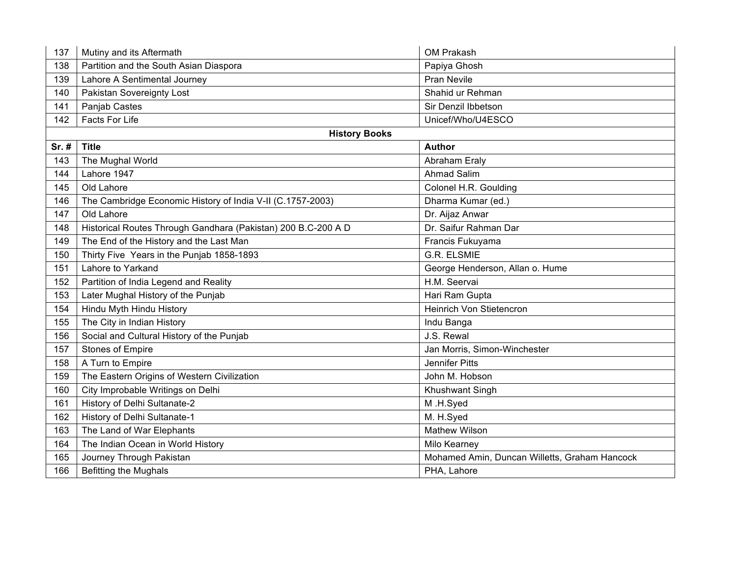| 137 | Mutiny and its Aftermath | OM Prakash |
|---|---|---|
| 138 | Partition and the South Asian Diaspora | Papiya Ghosh |
| 139 | Lahore A Sentimental Journey | Pran Nevile |
| 140 | Pakistan Sovereignty Lost | Shahid ur Rehman |
| 141 | Panjab Castes | Sir Denzil Ibbetson |
| 142 | Facts For Life | Unicef/Who/U4ESCO |

**History Books**

| Sr. # | Title | Author |
|---|---|---|
| 143 | The Mughal World | Abraham Eraly |
| 144 | Lahore 1947 | Ahmad Salim |
| 145 | Old Lahore | Colonel H.R. Goulding |
| 146 | The Cambridge Economic History of India V-II (C.1757-2003) | Dharma Kumar (ed.) |
| 147 | Old Lahore | Dr. Aijaz Anwar |
| 148 | Historical Routes Through Gandhara (Pakistan) 200 B.C-200 A D | Dr. Saifur Rahman Dar |
| 149 | The End of the History and the Last Man | Francis Fukuyama |
| 150 | Thirty Five  Years in the Punjab 1858-1893 | G.R. ELSMIE |
| 151 | Lahore to Yarkand | George Henderson, Allan o. Hume |
| 152 | Partition of India Legend and Reality | H.M. Seervai |
| 153 | Later Mughal History of the Punjab | Hari Ram Gupta |
| 154 | Hindu Myth Hindu History | Heinrich Von Stietencron |
| 155 | The City in Indian History | Indu Banga |
| 156 | Social and Cultural History of the Punjab | J.S. Rewal |
| 157 | Stones of Empire | Jan Morris, Simon-Winchester |
| 158 | A Turn to Empire | Jennifer Pitts |
| 159 | The Eastern Origins of Western Civilization | John M. Hobson |
| 160 | City Improbable Writings on Delhi | Khushwant Singh |
| 161 | History of Delhi Sultanate-2 | M .H.Syed |
| 162 | History of Delhi Sultanate-1 | M. H.Syed |
| 163 | The Land of War Elephants | Mathew Wilson |
| 164 | The Indian Ocean in World History | Milo Kearney |
| 165 | Journey Through Pakistan | Mohamed Amin, Duncan Willetts, Graham Hancock |
| 166 | Befitting the Mughals | PHA, Lahore |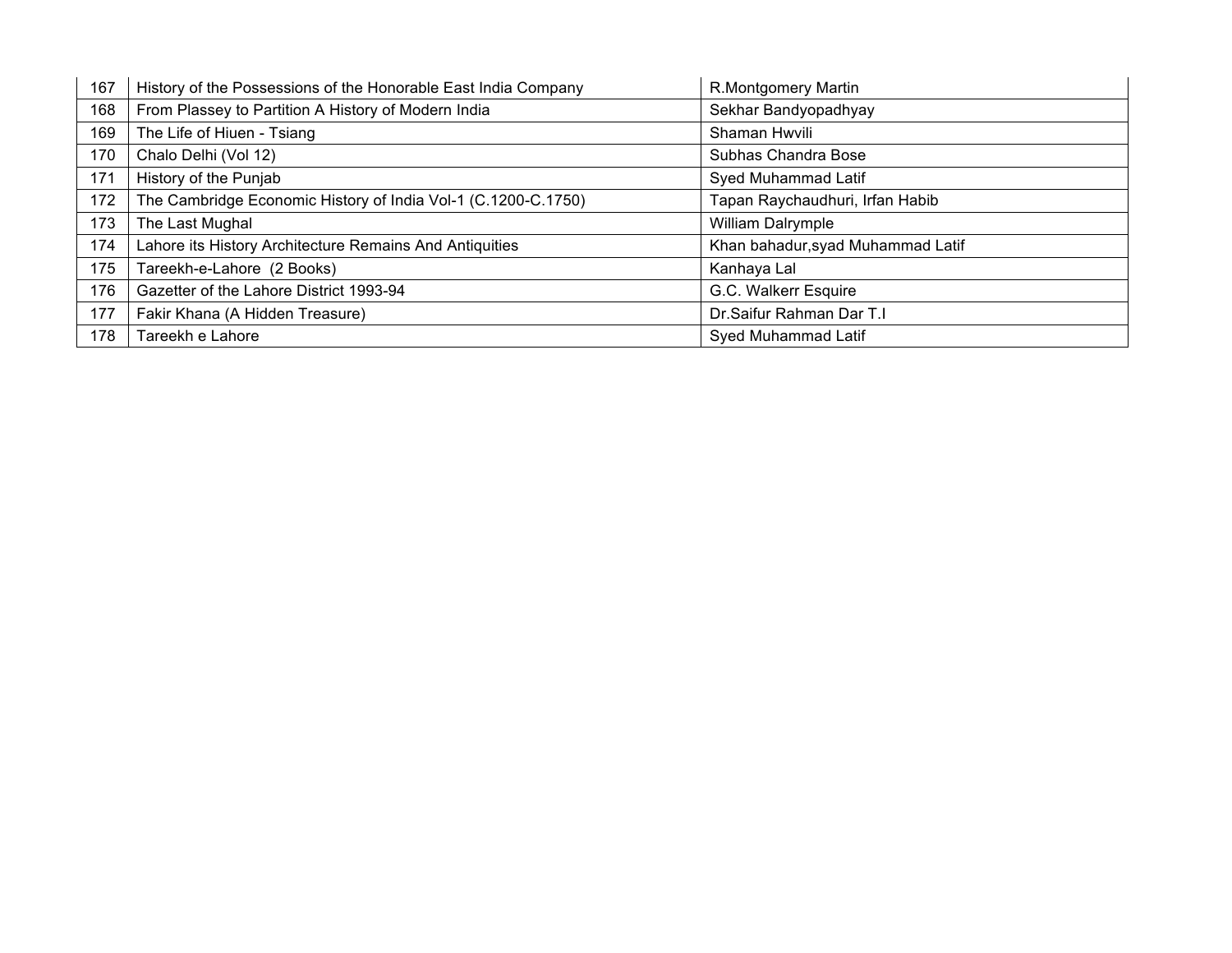| | | |
|---|---|---|
| 167 | History of the Possessions of the Honorable East India Company | R.Montgomery Martin |
| 168 | From Plassey to Partition A History of Modern India | Sekhar Bandyopadhyay |
| 169 | The Life of Hiuen - Tsiang | Shaman Hwvili |
| 170 | Chalo Delhi (Vol 12) | Subhas Chandra Bose |
| 171 | History of the Punjab | Syed Muhammad Latif |
| 172 | The Cambridge Economic History of India Vol-1 (C.1200-C.1750) | Tapan Raychaudhuri, Irfan Habib |
| 173 | The Last Mughal | William Dalrymple |
| 174 | Lahore its History Architecture Remains And Antiquities | Khan bahadur,syad Muhammad Latif |
| 175 | Tareekh-e-Lahore (2 Books) | Kanhaya Lal |
| 176 | Gazetter of the Lahore District 1993-94 | G.C. Walkerr Esquire |
| 177 | Fakir Khana (A Hidden Treasure) | Dr.Saifur Rahman Dar T.I |
| 178 | Tareekh e Lahore | Syed Muhammad Latif |